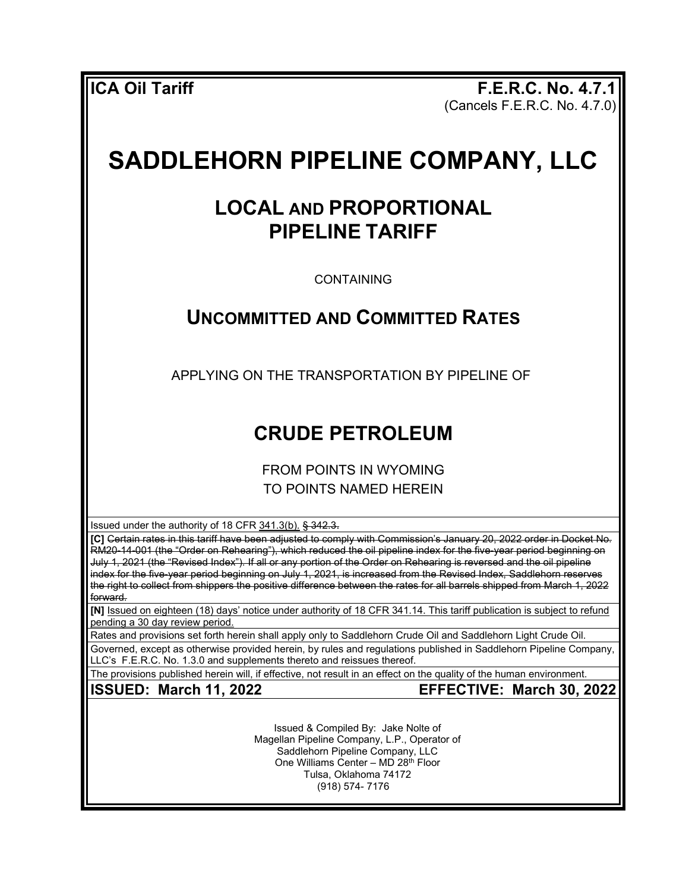**ICA Oil Tariff** **F.E.R.C. No. 4.7.1**
(Cancels F.E.R.C. No. 4.7.0)

# SADDLEHORN PIPELINE COMPANY, LLC

## LOCAL AND PROPORTIONAL PIPELINE TARIFF

CONTAINING

## UNCOMMITTED AND COMMITTED RATES

APPLYING ON THE TRANSPORTATION BY PIPELINE OF

## CRUDE PETROLEUM

FROM POINTS IN WYOMING
TO POINTS NAMED HEREIN

Issued under the authority of 18 CFR <u>341.3(b).</u> ~~§ 342.3.~~

**[C]** ~~Certain rates in this tariff have been adjusted to comply with Commission's January 20, 2022 order in Docket No. RM20-14-001 (the "Order on Rehearing"), which reduced the oil pipeline index for the five-year period beginning on July 1, 2021 (the "Revised Index"). If all or any portion of the Order on Rehearing is reversed and the oil pipeline index for the five-year period beginning on July 1, 2021, is increased from the Revised Index, Saddlehorn reserves the right to collect from shippers the positive difference between the rates for all barrels shipped from March 1, 2022 forward.~~

**[N]** <u>Issued on eighteen (18) days' notice under authority of 18 CFR 341.14. This tariff publication is subject to refund pending a 30 day review period.</u>

Rates and provisions set forth herein shall apply only to Saddlehorn Crude Oil and Saddlehorn Light Crude Oil.

Governed, except as otherwise provided herein, by rules and regulations published in Saddlehorn Pipeline Company, LLC's F.E.R.C. No. 1.3.0 and supplements thereto and reissues thereof.

The provisions published herein will, if effective, not result in an effect on the quality of the human environment.

**ISSUED: March 11, 2022** **EFFECTIVE: March 30, 2022**

Issued & Compiled By: Jake Nolte of
Magellan Pipeline Company, L.P., Operator of
Saddlehorn Pipeline Company, LLC
One Williams Center – MD 28th Floor
Tulsa, Oklahoma 74172
(918) 574- 7176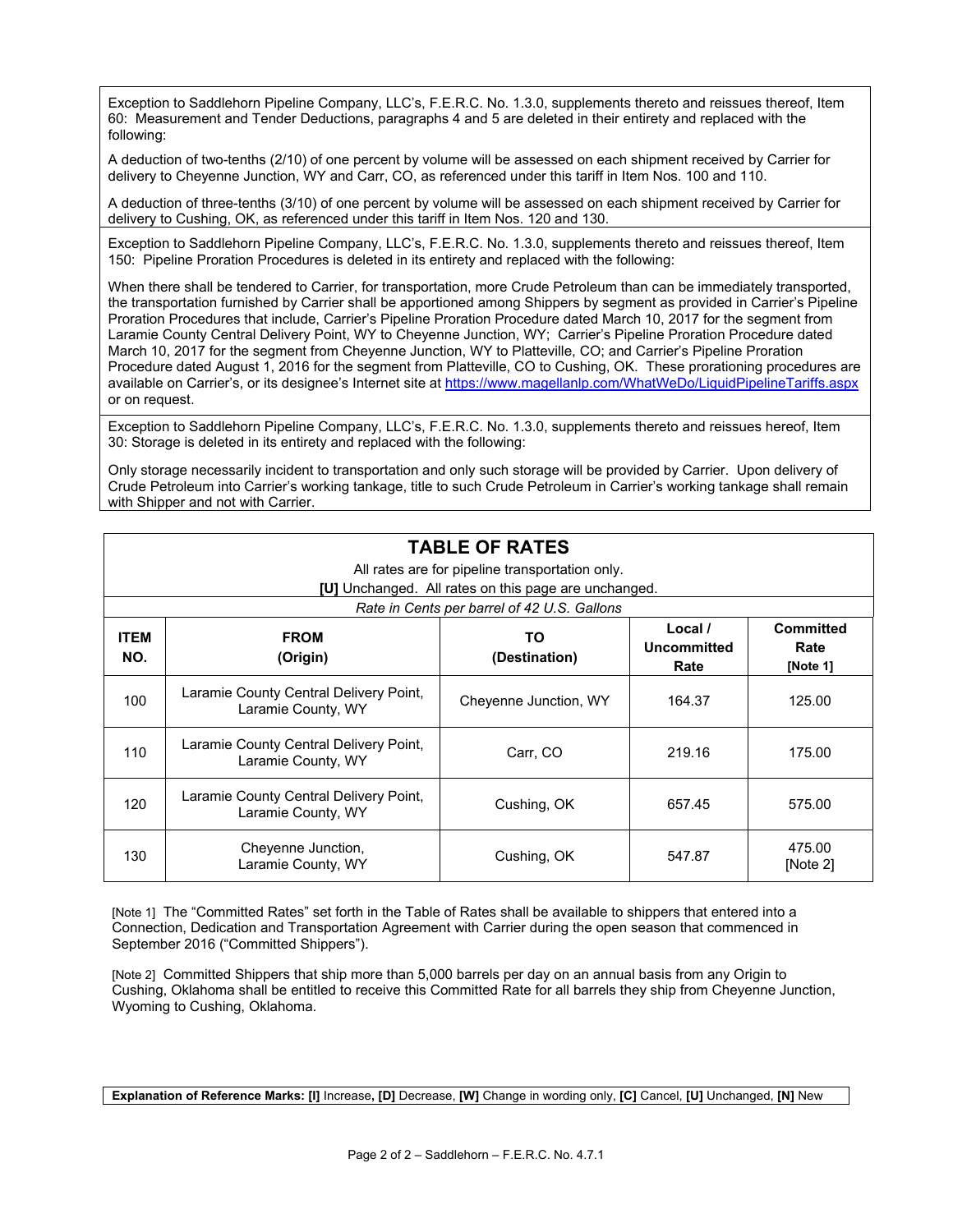Exception to Saddlehorn Pipeline Company, LLC's, F.E.R.C. No. 1.3.0, supplements thereto and reissues thereof, Item 60: Measurement and Tender Deductions, paragraphs 4 and 5 are deleted in their entirety and replaced with the following:

A deduction of two-tenths (2/10) of one percent by volume will be assessed on each shipment received by Carrier for delivery to Cheyenne Junction, WY and Carr, CO, as referenced under this tariff in Item Nos. 100 and 110.

A deduction of three-tenths (3/10) of one percent by volume will be assessed on each shipment received by Carrier for delivery to Cushing, OK, as referenced under this tariff in Item Nos. 120 and 130.

Exception to Saddlehorn Pipeline Company, LLC's, F.E.R.C. No. 1.3.0, supplements thereto and reissues thereof, Item 150: Pipeline Proration Procedures is deleted in its entirety and replaced with the following:

When there shall be tendered to Carrier, for transportation, more Crude Petroleum than can be immediately transported, the transportation furnished by Carrier shall be apportioned among Shippers by segment as provided in Carrier's Pipeline Proration Procedures that include, Carrier's Pipeline Proration Procedure dated March 10, 2017 for the segment from Laramie County Central Delivery Point, WY to Cheyenne Junction, WY; Carrier's Pipeline Proration Procedure dated March 10, 2017 for the segment from Cheyenne Junction, WY to Platteville, CO; and Carrier's Pipeline Proration Procedure dated August 1, 2016 for the segment from Platteville, CO to Cushing, OK. These prorationing procedures are available on Carrier's, or its designee's Internet site at https://www.magellanlp.com/WhatWeDo/LiquidPipelineTariffs.aspx or on request.

Exception to Saddlehorn Pipeline Company, LLC's, F.E.R.C. No. 1.3.0, supplements thereto and reissues hereof, Item 30: Storage is deleted in its entirety and replaced with the following:

Only storage necessarily incident to transportation and only such storage will be provided by Carrier. Upon delivery of Crude Petroleum into Carrier's working tankage, title to such Crude Petroleum in Carrier's working tankage shall remain with Shipper and not with Carrier.

## TABLE OF RATES

All rates are for pipeline transportation only.

**[U]** Unchanged. All rates on this page are unchanged.

*Rate in Cents per barrel of 42 U.S. Gallons*

| ITEM NO. | FROM (Origin) | TO (Destination) | Local / Uncommitted Rate | Committed Rate [Note 1] |
|---|---|---|---|---|
| 100 | Laramie County Central Delivery Point, Laramie County, WY | Cheyenne Junction, WY | 164.37 | 125.00 |
| 110 | Laramie County Central Delivery Point, Laramie County, WY | Carr, CO | 219.16 | 175.00 |
| 120 | Laramie County Central Delivery Point, Laramie County, WY | Cushing, OK | 657.45 | 575.00 |
| 130 | Cheyenne Junction, Laramie County, WY | Cushing, OK | 547.87 | 475.00 [Note 2] |

[Note 1] The "Committed Rates" set forth in the Table of Rates shall be available to shippers that entered into a Connection, Dedication and Transportation Agreement with Carrier during the open season that commenced in September 2016 ("Committed Shippers").

[Note 2] Committed Shippers that ship more than 5,000 barrels per day on an annual basis from any Origin to Cushing, Oklahoma shall be entitled to receive this Committed Rate for all barrels they ship from Cheyenne Junction, Wyoming to Cushing, Oklahoma.

**Explanation of Reference Marks: [I]** Increase**, [D]** Decrease, **[W]** Change in wording only, **[C]** Cancel, **[U]** Unchanged, **[N]** New